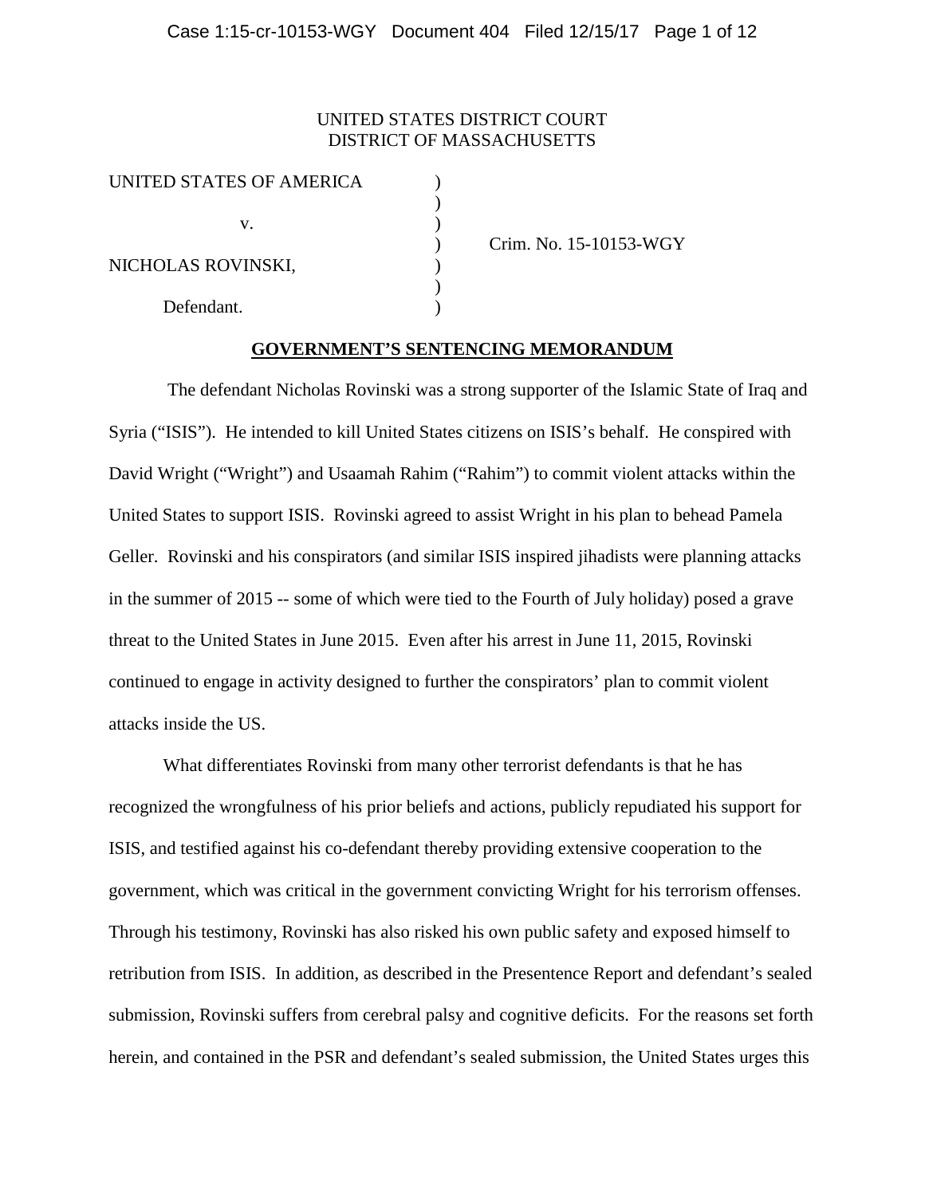UNITED STATES DISTRICT COURT
DISTRICT OF MASSACHUSETTS

| | | |
|---|---|---|
| UNITED STATES OF AMERICA | ) | |
| | ) | |
| v. | ) | |
| | ) | Crim. No. 15-10153-WGY |
| NICHOLAS ROVINSKI, | ) | |
| | ) | |
| Defendant. | ) | |

## GOVERNMENT'S SENTENCING MEMORANDUM

The defendant Nicholas Rovinski was a strong supporter of the Islamic State of Iraq and Syria ("ISIS"). He intended to kill United States citizens on ISIS's behalf. He conspired with David Wright ("Wright") and Usaamah Rahim ("Rahim") to commit violent attacks within the United States to support ISIS. Rovinski agreed to assist Wright in his plan to behead Pamela Geller. Rovinski and his conspirators (and similar ISIS inspired jihadists were planning attacks in the summer of 2015 -- some of which were tied to the Fourth of July holiday) posed a grave threat to the United States in June 2015. Even after his arrest in June 11, 2015, Rovinski continued to engage in activity designed to further the conspirators' plan to commit violent attacks inside the US.

What differentiates Rovinski from many other terrorist defendants is that he has recognized the wrongfulness of his prior beliefs and actions, publicly repudiated his support for ISIS, and testified against his co-defendant thereby providing extensive cooperation to the government, which was critical in the government convicting Wright for his terrorism offenses. Through his testimony, Rovinski has also risked his own public safety and exposed himself to retribution from ISIS. In addition, as described in the Presentence Report and defendant's sealed submission, Rovinski suffers from cerebral palsy and cognitive deficits. For the reasons set forth herein, and contained in the PSR and defendant's sealed submission, the United States urges this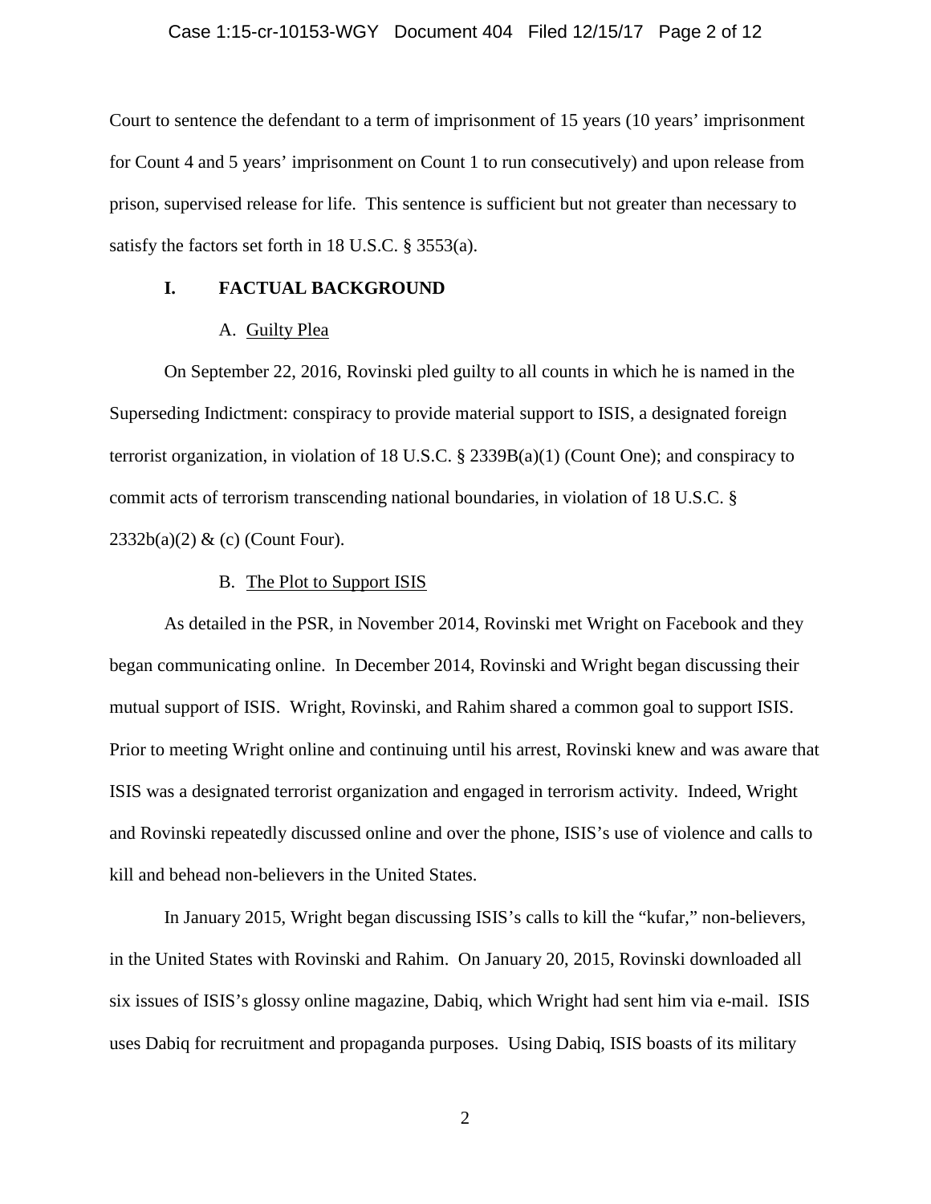Court to sentence the defendant to a term of imprisonment of 15 years (10 years' imprisonment for Count 4 and 5 years' imprisonment on Count 1 to run consecutively) and upon release from prison, supervised release for life. This sentence is sufficient but not greater than necessary to satisfy the factors set forth in 18 U.S.C. § 3553(a).

## I. FACTUAL BACKGROUND

### A. Guilty Plea

On September 22, 2016, Rovinski pled guilty to all counts in which he is named in the Superseding Indictment: conspiracy to provide material support to ISIS, a designated foreign terrorist organization, in violation of 18 U.S.C. § 2339B(a)(1) (Count One); and conspiracy to commit acts of terrorism transcending national boundaries, in violation of 18 U.S.C. § 2332b(a)(2) & (c) (Count Four).

### B. The Plot to Support ISIS

As detailed in the PSR, in November 2014, Rovinski met Wright on Facebook and they began communicating online. In December 2014, Rovinski and Wright began discussing their mutual support of ISIS. Wright, Rovinski, and Rahim shared a common goal to support ISIS. Prior to meeting Wright online and continuing until his arrest, Rovinski knew and was aware that ISIS was a designated terrorist organization and engaged in terrorism activity. Indeed, Wright and Rovinski repeatedly discussed online and over the phone, ISIS's use of violence and calls to kill and behead non-believers in the United States.

In January 2015, Wright began discussing ISIS's calls to kill the "kufar," non-believers, in the United States with Rovinski and Rahim. On January 20, 2015, Rovinski downloaded all six issues of ISIS's glossy online magazine, Dabiq, which Wright had sent him via e-mail. ISIS uses Dabiq for recruitment and propaganda purposes. Using Dabiq, ISIS boasts of its military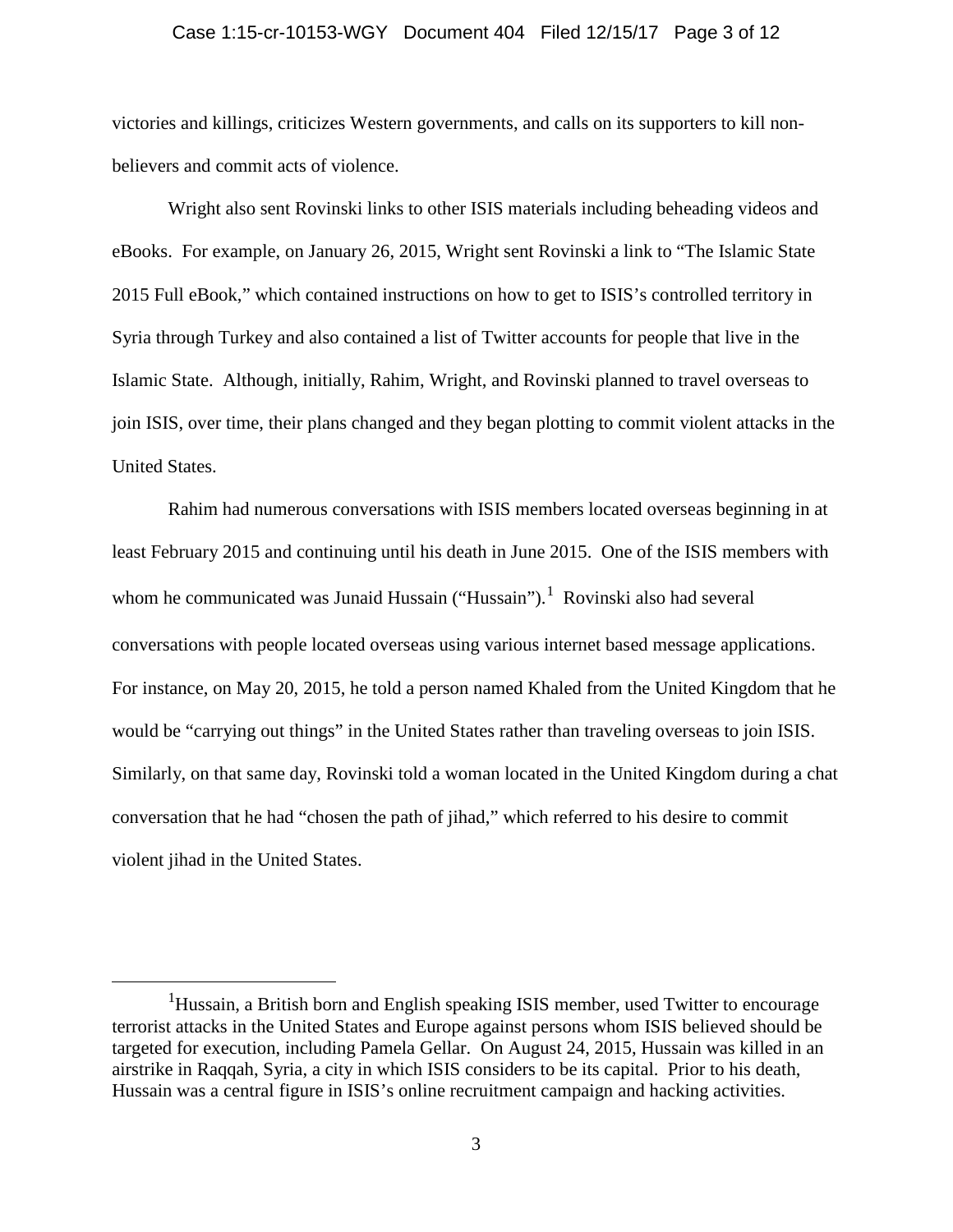victories and killings, criticizes Western governments, and calls on its supporters to kill non-believers and commit acts of violence.

Wright also sent Rovinski links to other ISIS materials including beheading videos and eBooks. For example, on January 26, 2015, Wright sent Rovinski a link to "The Islamic State 2015 Full eBook," which contained instructions on how to get to ISIS's controlled territory in Syria through Turkey and also contained a list of Twitter accounts for people that live in the Islamic State. Although, initially, Rahim, Wright, and Rovinski planned to travel overseas to join ISIS, over time, their plans changed and they began plotting to commit violent attacks in the United States.

Rahim had numerous conversations with ISIS members located overseas beginning in at least February 2015 and continuing until his death in June 2015. One of the ISIS members with whom he communicated was Junaid Hussain ("Hussain").[1] Rovinski also had several conversations with people located overseas using various internet based message applications. For instance, on May 20, 2015, he told a person named Khaled from the United Kingdom that he would be "carrying out things" in the United States rather than traveling overseas to join ISIS. Similarly, on that same day, Rovinski told a woman located in the United Kingdom during a chat conversation that he had "chosen the path of jihad," which referred to his desire to commit violent jihad in the United States.

---

[1]Hussain, a British born and English speaking ISIS member, used Twitter to encourage terrorist attacks in the United States and Europe against persons whom ISIS believed should be targeted for execution, including Pamela Gellar. On August 24, 2015, Hussain was killed in an airstrike in Raqqah, Syria, a city in which ISIS considers to be its capital. Prior to his death, Hussain was a central figure in ISIS's online recruitment campaign and hacking activities.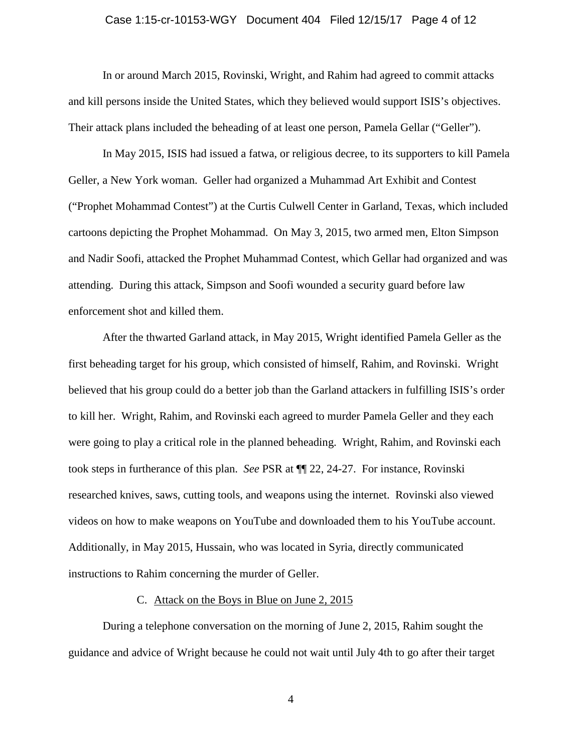In or around March 2015, Rovinski, Wright, and Rahim had agreed to commit attacks and kill persons inside the United States, which they believed would support ISIS's objectives. Their attack plans included the beheading of at least one person, Pamela Gellar ("Geller").

In May 2015, ISIS had issued a fatwa, or religious decree, to its supporters to kill Pamela Geller, a New York woman. Geller had organized a Muhammad Art Exhibit and Contest ("Prophet Mohammad Contest") at the Curtis Culwell Center in Garland, Texas, which included cartoons depicting the Prophet Mohammad. On May 3, 2015, two armed men, Elton Simpson and Nadir Soofi, attacked the Prophet Muhammad Contest, which Gellar had organized and was attending. During this attack, Simpson and Soofi wounded a security guard before law enforcement shot and killed them.

After the thwarted Garland attack, in May 2015, Wright identified Pamela Geller as the first beheading target for his group, which consisted of himself, Rahim, and Rovinski. Wright believed that his group could do a better job than the Garland attackers in fulfilling ISIS's order to kill her. Wright, Rahim, and Rovinski each agreed to murder Pamela Geller and they each were going to play a critical role in the planned beheading. Wright, Rahim, and Rovinski each took steps in furtherance of this plan. *See* PSR at ¶¶ 22, 24-27. For instance, Rovinski researched knives, saws, cutting tools, and weapons using the internet. Rovinski also viewed videos on how to make weapons on YouTube and downloaded them to his YouTube account. Additionally, in May 2015, Hussain, who was located in Syria, directly communicated instructions to Rahim concerning the murder of Geller.

C. Attack on the Boys in Blue on June 2, 2015

During a telephone conversation on the morning of June 2, 2015, Rahim sought the guidance and advice of Wright because he could not wait until July 4th to go after their target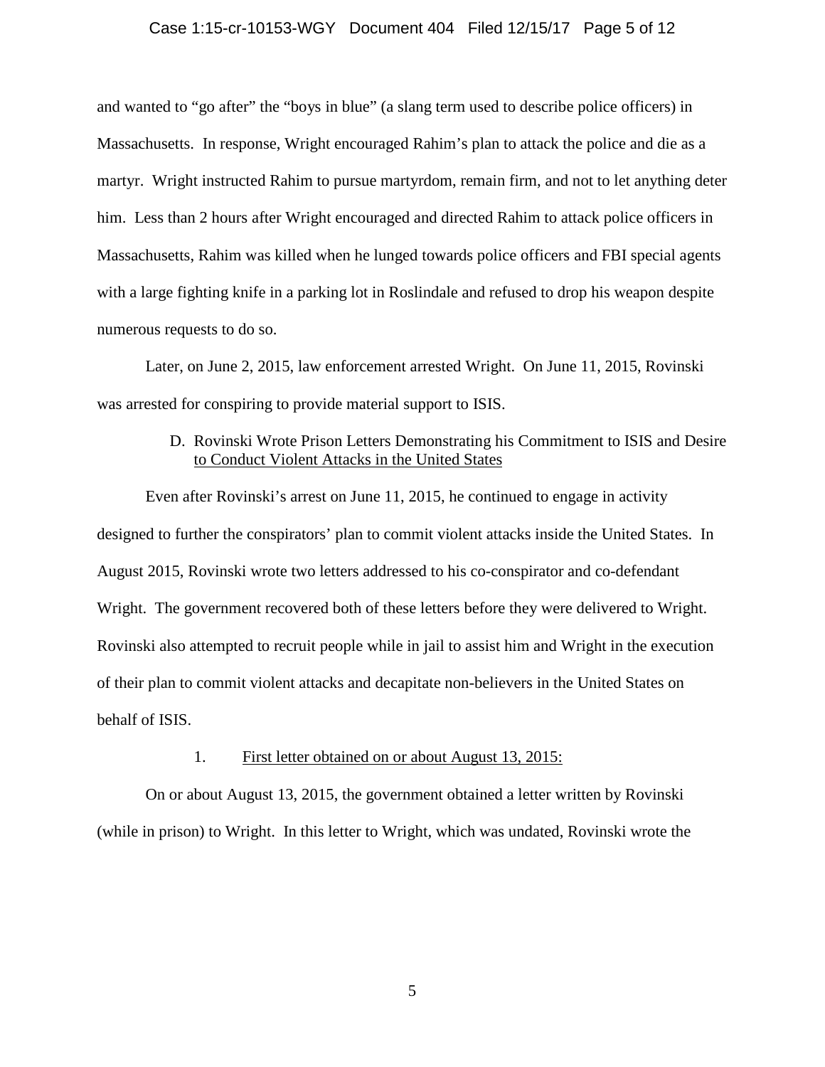and wanted to "go after" the "boys in blue" (a slang term used to describe police officers) in Massachusetts. In response, Wright encouraged Rahim's plan to attack the police and die as a martyr. Wright instructed Rahim to pursue martyrdom, remain firm, and not to let anything deter him. Less than 2 hours after Wright encouraged and directed Rahim to attack police officers in Massachusetts, Rahim was killed when he lunged towards police officers and FBI special agents with a large fighting knife in a parking lot in Roslindale and refused to drop his weapon despite numerous requests to do so.

Later, on June 2, 2015, law enforcement arrested Wright. On June 11, 2015, Rovinski was arrested for conspiring to provide material support to ISIS.

### D. Rovinski Wrote Prison Letters Demonstrating his Commitment to ISIS and Desire to Conduct Violent Attacks in the United States

Even after Rovinski's arrest on June 11, 2015, he continued to engage in activity designed to further the conspirators' plan to commit violent attacks inside the United States. In August 2015, Rovinski wrote two letters addressed to his co-conspirator and co-defendant Wright. The government recovered both of these letters before they were delivered to Wright. Rovinski also attempted to recruit people while in jail to assist him and Wright in the execution of their plan to commit violent attacks and decapitate non-believers in the United States on behalf of ISIS.

#### 1. First letter obtained on or about August 13, 2015:

On or about August 13, 2015, the government obtained a letter written by Rovinski (while in prison) to Wright. In this letter to Wright, which was undated, Rovinski wrote the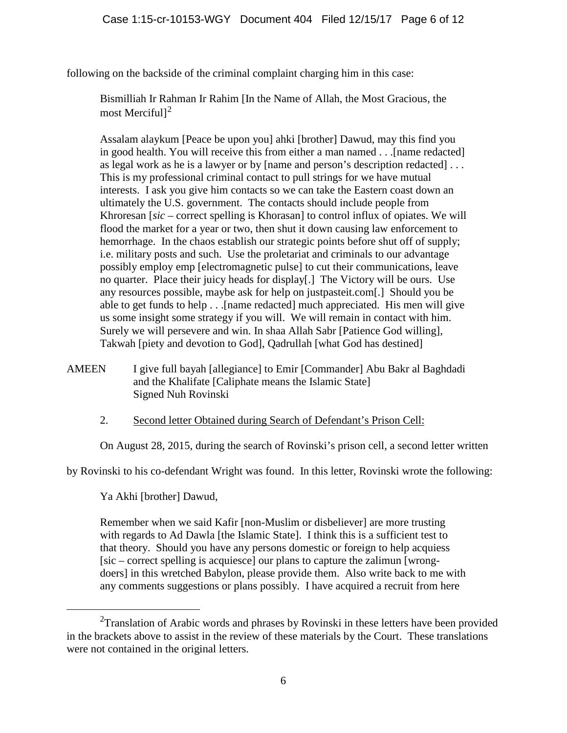following on the backside of the criminal complaint charging him in this case:

> Bismilliah Ir Rahman Ir Rahim [In the Name of Allah, the Most Gracious, the most Merciful][2]
>
> Assalam alaykum [Peace be upon you] ahki [brother] Dawud, may this find you in good health. You will receive this from either a man named . . .[name redacted] as legal work as he is a lawyer or by [name and person's description redacted] . . . This is my professional criminal contact to pull strings for we have mutual interests. I ask you give him contacts so we can take the Eastern coast down an ultimately the U.S. government. The contacts should include people from Khroresan [*sic* – correct spelling is Khorasan] to control influx of opiates. We will flood the market for a year or two, then shut it down causing law enforcement to hemorrhage. In the chaos establish our strategic points before shut off of supply; i.e. military posts and such. Use the proletariat and criminals to our advantage possibly employ emp [electromagnetic pulse] to cut their communications, leave no quarter. Place their juicy heads for display[.] The Victory will be ours. Use any resources possible, maybe ask for help on justpasteit.com[.] Should you be able to get funds to help . . .[name redacted] much appreciated. His men will give us some insight some strategy if you will. We will remain in contact with him. Surely we will persevere and win. In shaa Allah Sabr [Patience God willing], Takwah [piety and devotion to God], Qadrullah [what God has destined]

AMEEN I give full bayah [allegiance] to Emir [Commander] Abu Bakr al Baghdadi and the Khalifate [Caliphate means the Islamic State]
Signed Nuh Rovinski

2. Second letter Obtained during Search of Defendant's Prison Cell:

On August 28, 2015, during the search of Rovinski's prison cell, a second letter written by Rovinski to his co-defendant Wright was found. In this letter, Rovinski wrote the following:

> Ya Akhi [brother] Dawud,
>
> Remember when we said Kafir [non-Muslim or disbeliever] are more trusting with regards to Ad Dawla [the Islamic State]. I think this is a sufficient test to that theory. Should you have any persons domestic or foreign to help acquiess [sic – correct spelling is acquiesce] our plans to capture the zalimun [wrong-doers] in this wretched Babylon, please provide them. Also write back to me with any comments suggestions or plans possibly. I have acquired a recruit from here

---

[2] Translation of Arabic words and phrases by Rovinski in these letters have been provided in the brackets above to assist in the review of these materials by the Court. These translations were not contained in the original letters.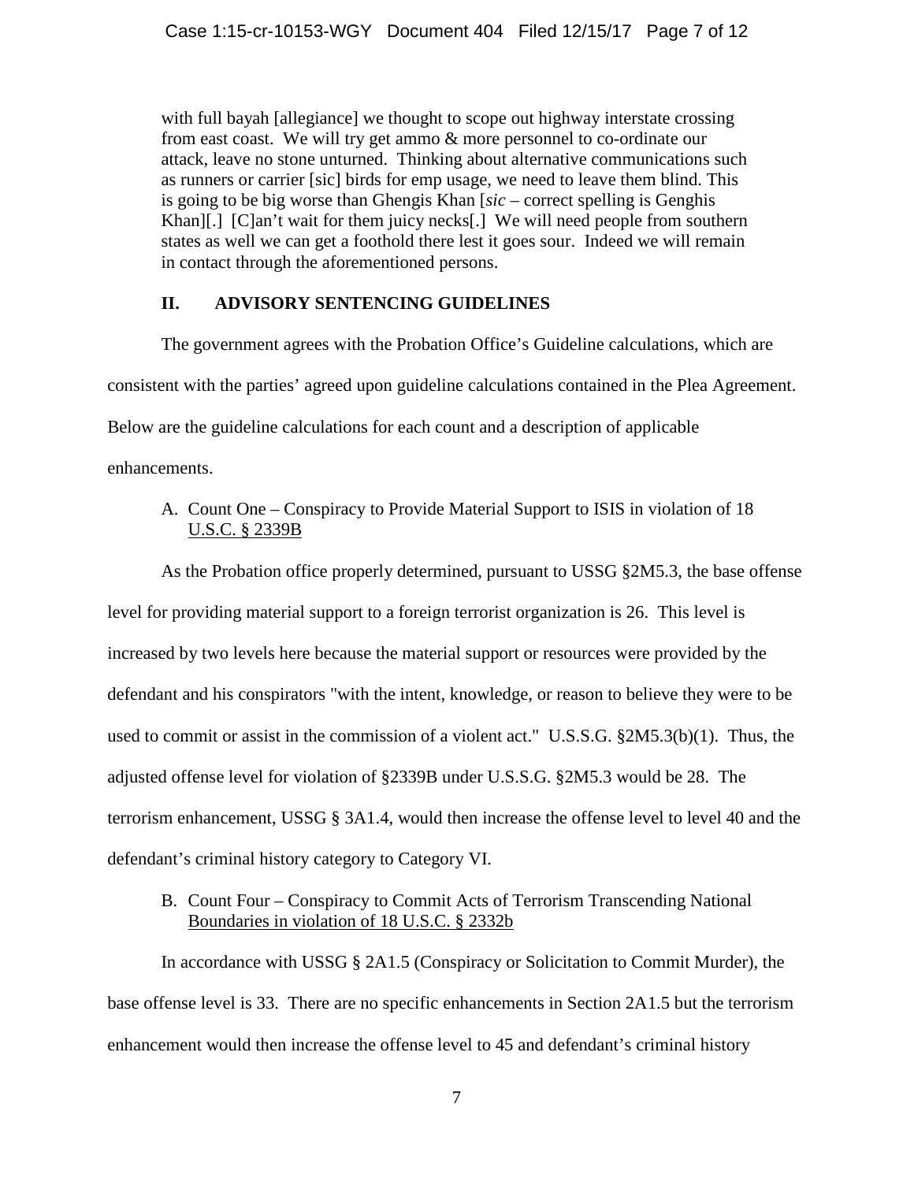> with full bayah [allegiance] we thought to scope out highway interstate crossing from east coast. We will try get ammo & more personnel to co-ordinate our attack, leave no stone unturned. Thinking about alternative communications such as runners or carrier [sic] birds for emp usage, we need to leave them blind. This is going to be big worse than Ghengis Khan [*sic* – correct spelling is Genghis Khan][.] [C]an't wait for them juicy necks[.] We will need people from southern states as well we can get a foothold there lest it goes sour. Indeed we will remain in contact through the aforementioned persons.

## II. ADVISORY SENTENCING GUIDELINES

The government agrees with the Probation Office's Guideline calculations, which are consistent with the parties' agreed upon guideline calculations contained in the Plea Agreement. Below are the guideline calculations for each count and a description of applicable enhancements.

### A. Count One – Conspiracy to Provide Material Support to ISIS in violation of 18 U.S.C. § 2339B

As the Probation office properly determined, pursuant to USSG §2M5.3, the base offense level for providing material support to a foreign terrorist organization is 26. This level is increased by two levels here because the material support or resources were provided by the defendant and his conspirators "with the intent, knowledge, or reason to believe they were to be used to commit or assist in the commission of a violent act." U.S.S.G. §2M5.3(b)(1). Thus, the adjusted offense level for violation of §2339B under U.S.S.G. §2M5.3 would be 28. The terrorism enhancement, USSG § 3A1.4, would then increase the offense level to level 40 and the defendant's criminal history category to Category VI.

### B. Count Four – Conspiracy to Commit Acts of Terrorism Transcending National Boundaries in violation of 18 U.S.C. § 2332b

In accordance with USSG § 2A1.5 (Conspiracy or Solicitation to Commit Murder), the base offense level is 33. There are no specific enhancements in Section 2A1.5 but the terrorism enhancement would then increase the offense level to 45 and defendant's criminal history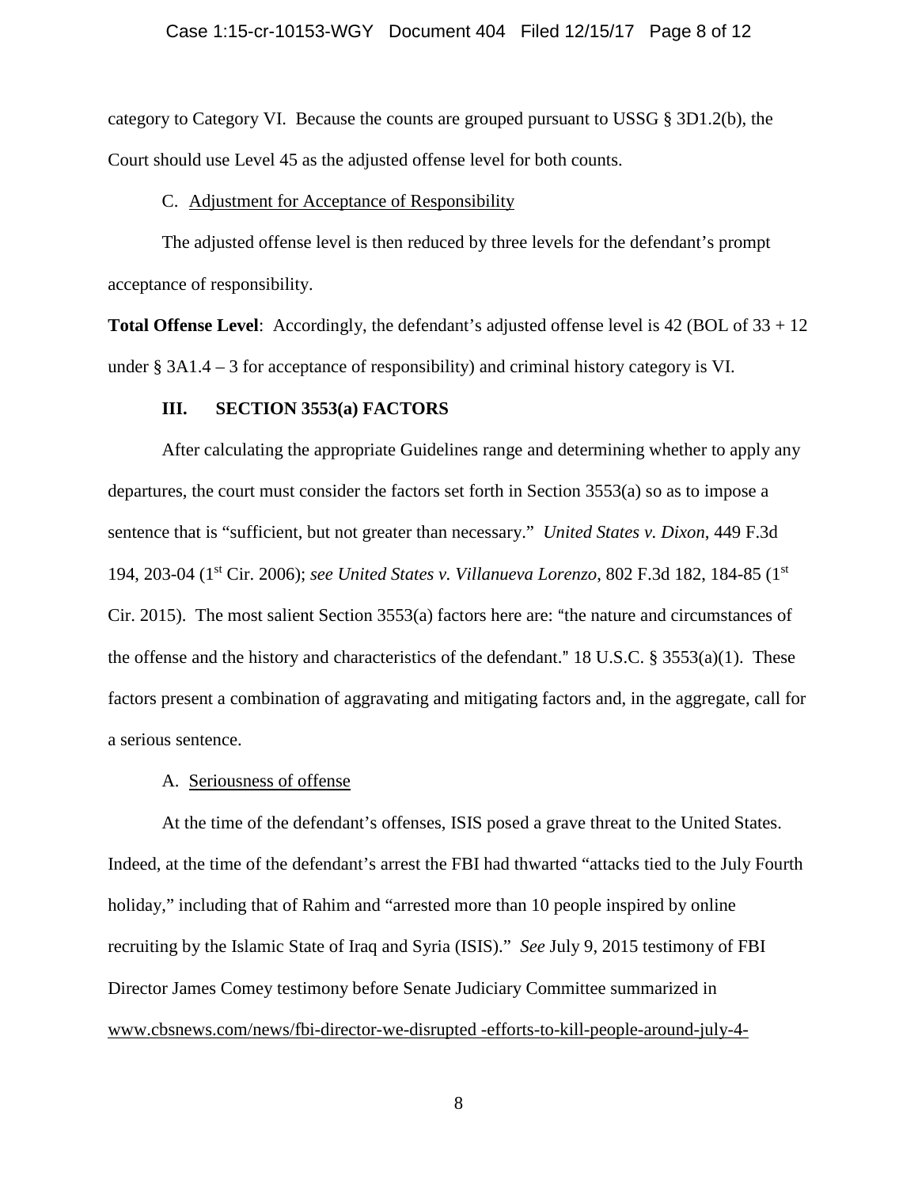category to Category VI. Because the counts are grouped pursuant to USSG § 3D1.2(b), the Court should use Level 45 as the adjusted offense level for both counts.

C. Adjustment for Acceptance of Responsibility

The adjusted offense level is then reduced by three levels for the defendant's prompt acceptance of responsibility.

**Total Offense Level**: Accordingly, the defendant's adjusted offense level is 42 (BOL of 33 + 12 under § 3A1.4 – 3 for acceptance of responsibility) and criminal history category is VI.

### III. SECTION 3553(a) FACTORS

After calculating the appropriate Guidelines range and determining whether to apply any departures, the court must consider the factors set forth in Section 3553(a) so as to impose a sentence that is "sufficient, but not greater than necessary." *United States v. Dixon*, 449 F.3d 194, 203-04 (1st Cir. 2006); *see United States v. Villanueva Lorenzo*, 802 F.3d 182, 184-85 (1st Cir. 2015). The most salient Section 3553(a) factors here are: "the nature and circumstances of the offense and the history and characteristics of the defendant." 18 U.S.C. § 3553(a)(1). These factors present a combination of aggravating and mitigating factors and, in the aggregate, call for a serious sentence.

A. Seriousness of offense

At the time of the defendant's offenses, ISIS posed a grave threat to the United States. Indeed, at the time of the defendant's arrest the FBI had thwarted "attacks tied to the July Fourth holiday," including that of Rahim and "arrested more than 10 people inspired by online recruiting by the Islamic State of Iraq and Syria (ISIS)." *See* July 9, 2015 testimony of FBI Director James Comey testimony before Senate Judiciary Committee summarized in www.cbsnews.com/news/fbi-director-we-disrupted -efforts-to-kill-people-around-july-4-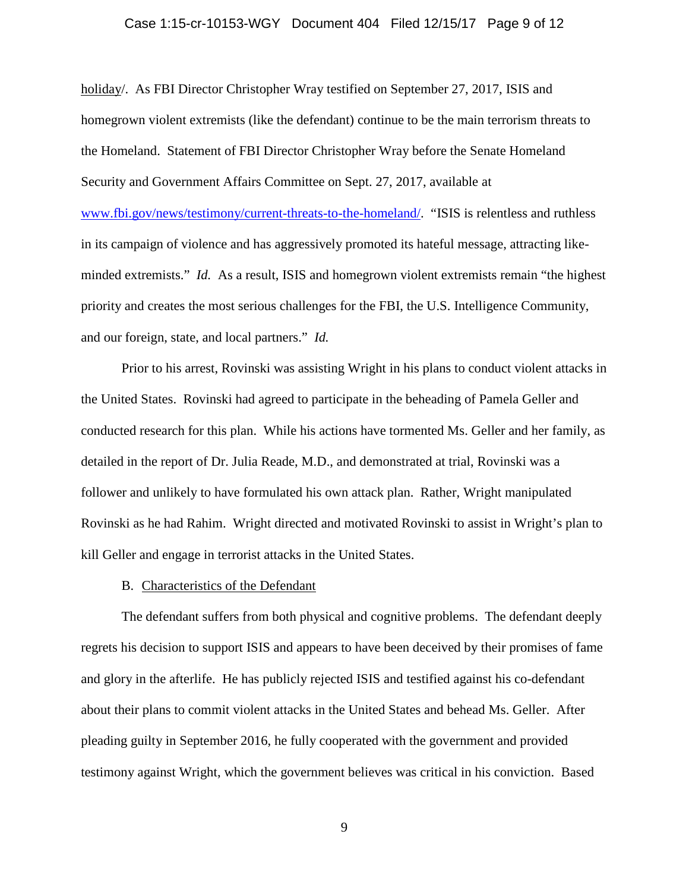holiday/. As FBI Director Christopher Wray testified on September 27, 2017, ISIS and homegrown violent extremists (like the defendant) continue to be the main terrorism threats to the Homeland. Statement of FBI Director Christopher Wray before the Senate Homeland Security and Government Affairs Committee on Sept. 27, 2017, available at www.fbi.gov/news/testimony/current-threats-to-the-homeland/. "ISIS is relentless and ruthless in its campaign of violence and has aggressively promoted its hateful message, attracting like-minded extremists." *Id.* As a result, ISIS and homegrown violent extremists remain "the highest priority and creates the most serious challenges for the FBI, the U.S. Intelligence Community, and our foreign, state, and local partners." *Id.*

Prior to his arrest, Rovinski was assisting Wright in his plans to conduct violent attacks in the United States. Rovinski had agreed to participate in the beheading of Pamela Geller and conducted research for this plan. While his actions have tormented Ms. Geller and her family, as detailed in the report of Dr. Julia Reade, M.D., and demonstrated at trial, Rovinski was a follower and unlikely to have formulated his own attack plan. Rather, Wright manipulated Rovinski as he had Rahim. Wright directed and motivated Rovinski to assist in Wright's plan to kill Geller and engage in terrorist attacks in the United States.

B. Characteristics of the Defendant

The defendant suffers from both physical and cognitive problems. The defendant deeply regrets his decision to support ISIS and appears to have been deceived by their promises of fame and glory in the afterlife. He has publicly rejected ISIS and testified against his co-defendant about their plans to commit violent attacks in the United States and behead Ms. Geller. After pleading guilty in September 2016, he fully cooperated with the government and provided testimony against Wright, which the government believes was critical in his conviction. Based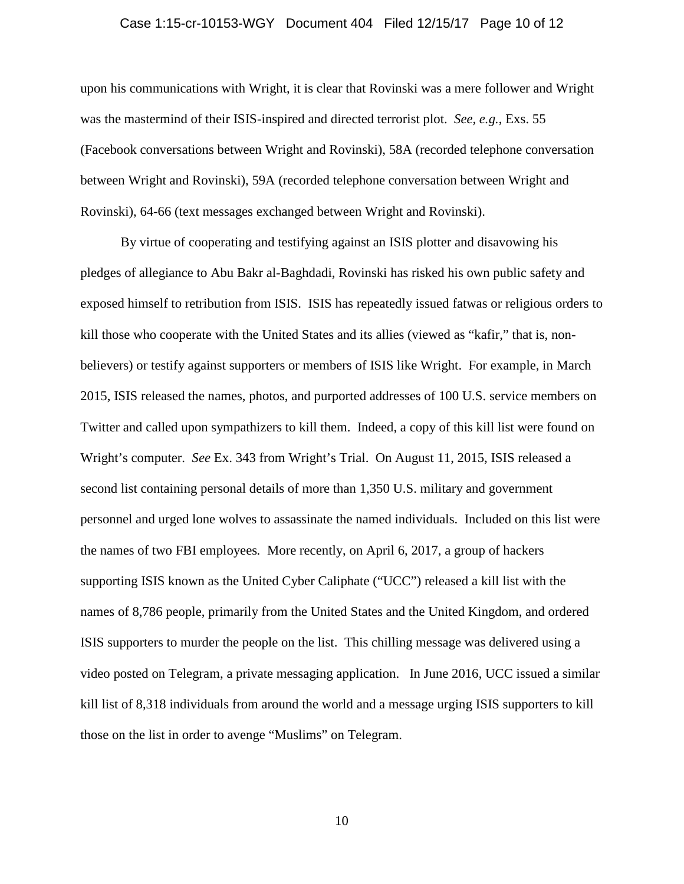upon his communications with Wright, it is clear that Rovinski was a mere follower and Wright was the mastermind of their ISIS-inspired and directed terrorist plot. *See, e.g.*, Exs. 55 (Facebook conversations between Wright and Rovinski), 58A (recorded telephone conversation between Wright and Rovinski), 59A (recorded telephone conversation between Wright and Rovinski), 64-66 (text messages exchanged between Wright and Rovinski).

By virtue of cooperating and testifying against an ISIS plotter and disavowing his pledges of allegiance to Abu Bakr al-Baghdadi, Rovinski has risked his own public safety and exposed himself to retribution from ISIS. ISIS has repeatedly issued fatwas or religious orders to kill those who cooperate with the United States and its allies (viewed as "kafir," that is, non-believers) or testify against supporters or members of ISIS like Wright. For example, in March 2015, ISIS released the names, photos, and purported addresses of 100 U.S. service members on Twitter and called upon sympathizers to kill them. Indeed, a copy of this kill list were found on Wright's computer. *See* Ex. 343 from Wright's Trial. On August 11, 2015, ISIS released a second list containing personal details of more than 1,350 U.S. military and government personnel and urged lone wolves to assassinate the named individuals. Included on this list were the names of two FBI employees. More recently, on April 6, 2017, a group of hackers supporting ISIS known as the United Cyber Caliphate ("UCC") released a kill list with the names of 8,786 people, primarily from the United States and the United Kingdom, and ordered ISIS supporters to murder the people on the list. This chilling message was delivered using a video posted on Telegram, a private messaging application. In June 2016, UCC issued a similar kill list of 8,318 individuals from around the world and a message urging ISIS supporters to kill those on the list in order to avenge "Muslims" on Telegram.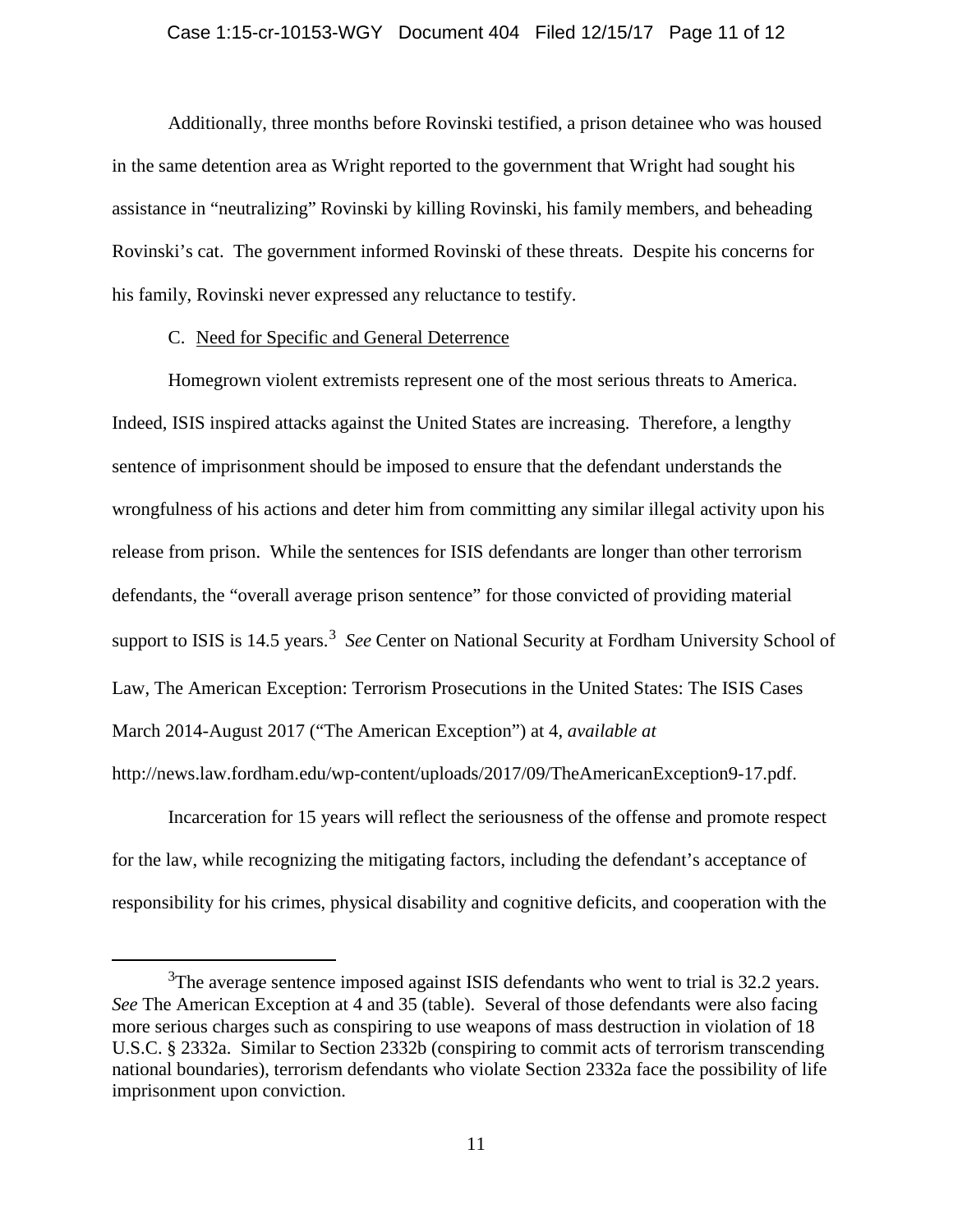Additionally, three months before Rovinski testified, a prison detainee who was housed in the same detention area as Wright reported to the government that Wright had sought his assistance in "neutralizing" Rovinski by killing Rovinski, his family members, and beheading Rovinski's cat. The government informed Rovinski of these threats. Despite his concerns for his family, Rovinski never expressed any reluctance to testify.

C. Need for Specific and General Deterrence

Homegrown violent extremists represent one of the most serious threats to America. Indeed, ISIS inspired attacks against the United States are increasing. Therefore, a lengthy sentence of imprisonment should be imposed to ensure that the defendant understands the wrongfulness of his actions and deter him from committing any similar illegal activity upon his release from prison. While the sentences for ISIS defendants are longer than other terrorism defendants, the "overall average prison sentence" for those convicted of providing material support to ISIS is 14.5 years.[3] *See* Center on National Security at Fordham University School of Law, The American Exception: Terrorism Prosecutions in the United States: The ISIS Cases March 2014-August 2017 ("The American Exception") at 4, *available at* http://news.law.fordham.edu/wp-content/uploads/2017/09/TheAmericanException9-17.pdf.

Incarceration for 15 years will reflect the seriousness of the offense and promote respect for the law, while recognizing the mitigating factors, including the defendant's acceptance of responsibility for his crimes, physical disability and cognitive deficits, and cooperation with the

---

[3] The average sentence imposed against ISIS defendants who went to trial is 32.2 years. *See* The American Exception at 4 and 35 (table). Several of those defendants were also facing more serious charges such as conspiring to use weapons of mass destruction in violation of 18 U.S.C. § 2332a. Similar to Section 2332b (conspiring to commit acts of terrorism transcending national boundaries), terrorism defendants who violate Section 2332a face the possibility of life imprisonment upon conviction.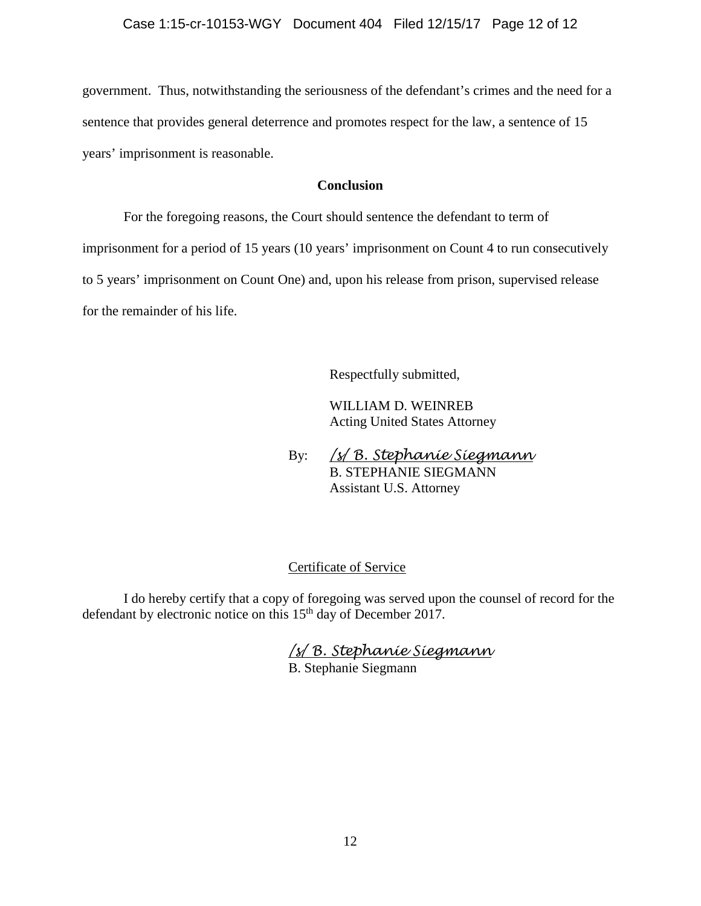government. Thus, notwithstanding the seriousness of the defendant's crimes and the need for a sentence that provides general deterrence and promotes respect for the law, a sentence of 15 years' imprisonment is reasonable.

**Conclusion**

For the foregoing reasons, the Court should sentence the defendant to term of imprisonment for a period of 15 years (10 years' imprisonment on Count 4 to run consecutively to 5 years' imprisonment on Count One) and, upon his release from prison, supervised release for the remainder of his life.

Respectfully submitted,

WILLIAM D. WEINREB
Acting United States Attorney

By: */s/ B. Stephanie Siegmann*
B. STEPHANIE SIEGMANN
Assistant U.S. Attorney

Certificate of Service

I do hereby certify that a copy of foregoing was served upon the counsel of record for the defendant by electronic notice on this 15th day of December 2017.

*/s/ B. Stephanie Siegmann*
B. Stephanie Siegmann